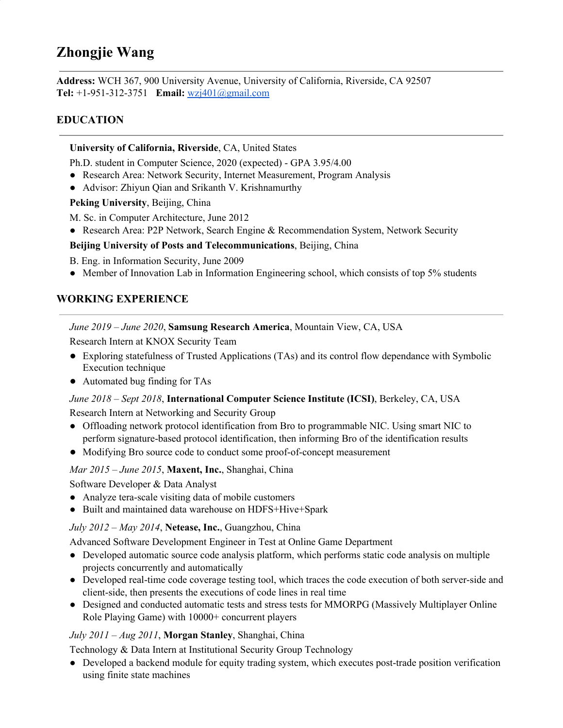# Zhongjie Wang

**Address:** WCH 367, 900 University Avenue, University of California, Riverside, CA 92507
**Tel:** +1-951-312-3751 **Email:** wzj401@gmail.com

## EDUCATION

**University of California, Riverside**, CA, United States

Ph.D. student in Computer Science, 2020 (expected) - GPA 3.95/4.00

- Research Area: Network Security, Internet Measurement, Program Analysis
- Advisor: Zhiyun Qian and Srikanth V. Krishnamurthy

**Peking University**, Beijing, China

M. Sc. in Computer Architecture, June 2012

- Research Area: P2P Network, Search Engine & Recommendation System, Network Security

**Beijing University of Posts and Telecommunications**, Beijing, China

B. Eng. in Information Security, June 2009

- Member of Innovation Lab in Information Engineering school, which consists of top 5% students

## WORKING EXPERIENCE

*June 2019 – June 2020*, **Samsung Research America**, Mountain View, CA, USA

Research Intern at KNOX Security Team

- Exploring statefulness of Trusted Applications (TAs) and its control flow dependance with Symbolic Execution technique
- Automated bug finding for TAs

*June 2018 – Sept 2018*, **International Computer Science Institute (ICSI)**, Berkeley, CA, USA

Research Intern at Networking and Security Group

- Offloading network protocol identification from Bro to programmable NIC. Using smart NIC to perform signature-based protocol identification, then informing Bro of the identification results
- Modifying Bro source code to conduct some proof-of-concept measurement

*Mar 2015 – June 2015*, **Maxent, Inc.**, Shanghai, China

Software Developer & Data Analyst

- Analyze tera-scale visiting data of mobile customers
- Built and maintained data warehouse on HDFS+Hive+Spark

*July 2012 – May 2014*, **Netease, Inc.**, Guangzhou, China

Advanced Software Development Engineer in Test at Online Game Department

- Developed automatic source code analysis platform, which performs static code analysis on multiple projects concurrently and automatically
- Developed real-time code coverage testing tool, which traces the code execution of both server-side and client-side, then presents the executions of code lines in real time
- Designed and conducted automatic tests and stress tests for MMORPG (Massively Multiplayer Online Role Playing Game) with 10000+ concurrent players

*July 2011 – Aug 2011*, **Morgan Stanley**, Shanghai, China

Technology & Data Intern at Institutional Security Group Technology

- Developed a backend module for equity trading system, which executes post-trade position verification using finite state machines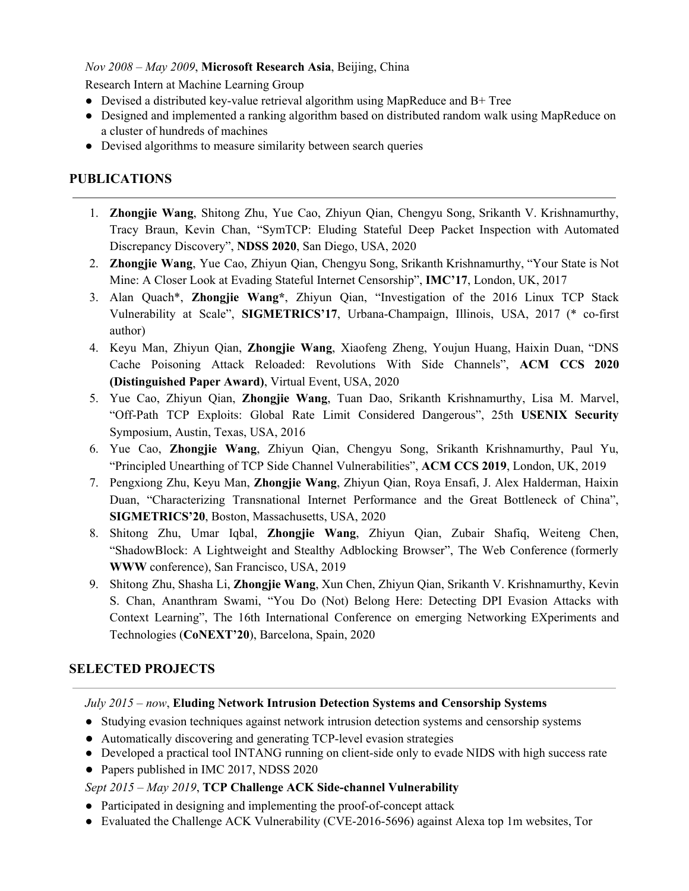*Nov 2008 – May 2009*, **Microsoft Research Asia**, Beijing, China

Research Intern at Machine Learning Group

- Devised a distributed key-value retrieval algorithm using MapReduce and B+ Tree
- Designed and implemented a ranking algorithm based on distributed random walk using MapReduce on a cluster of hundreds of machines
- Devised algorithms to measure similarity between search queries

## PUBLICATIONS

1. **Zhongjie Wang**, Shitong Zhu, Yue Cao, Zhiyun Qian, Chengyu Song, Srikanth V. Krishnamurthy, Tracy Braun, Kevin Chan, "SymTCP: Eluding Stateful Deep Packet Inspection with Automated Discrepancy Discovery", **NDSS 2020**, San Diego, USA, 2020
2. **Zhongjie Wang**, Yue Cao, Zhiyun Qian, Chengyu Song, Srikanth Krishnamurthy, "Your State is Not Mine: A Closer Look at Evading Stateful Internet Censorship", **IMC'17**, London, UK, 2017
3. Alan Quach*, **Zhongjie Wang***, Zhiyun Qian, "Investigation of the 2016 Linux TCP Stack Vulnerability at Scale", **SIGMETRICS'17**, Urbana-Champaign, Illinois, USA, 2017 (* co-first author)
4. Keyu Man, Zhiyun Qian, **Zhongjie Wang**, Xiaofeng Zheng, Youjun Huang, Haixin Duan, "DNS Cache Poisoning Attack Reloaded: Revolutions With Side Channels", **ACM CCS 2020 (Distinguished Paper Award)**, Virtual Event, USA, 2020
5. Yue Cao, Zhiyun Qian, **Zhongjie Wang**, Tuan Dao, Srikanth Krishnamurthy, Lisa M. Marvel, "Off-Path TCP Exploits: Global Rate Limit Considered Dangerous", 25th **USENIX Security** Symposium, Austin, Texas, USA, 2016
6. Yue Cao, **Zhongjie Wang**, Zhiyun Qian, Chengyu Song, Srikanth Krishnamurthy, Paul Yu, "Principled Unearthing of TCP Side Channel Vulnerabilities", **ACM CCS 2019**, London, UK, 2019
7. Pengxiong Zhu, Keyu Man, **Zhongjie Wang**, Zhiyun Qian, Roya Ensafi, J. Alex Halderman, Haixin Duan, "Characterizing Transnational Internet Performance and the Great Bottleneck of China", **SIGMETRICS'20**, Boston, Massachusetts, USA, 2020
8. Shitong Zhu, Umar Iqbal, **Zhongjie Wang**, Zhiyun Qian, Zubair Shafiq, Weiteng Chen, "ShadowBlock: A Lightweight and Stealthy Adblocking Browser", The Web Conference (formerly **WWW** conference), San Francisco, USA, 2019
9. Shitong Zhu, Shasha Li, **Zhongjie Wang**, Xun Chen, Zhiyun Qian, Srikanth V. Krishnamurthy, Kevin S. Chan, Ananthram Swami, "You Do (Not) Belong Here: Detecting DPI Evasion Attacks with Context Learning", The 16th International Conference on emerging Networking EXperiments and Technologies (**CoNEXT'20**), Barcelona, Spain, 2020

## SELECTED PROJECTS

*July 2015 – now*, **Eluding Network Intrusion Detection Systems and Censorship Systems**

- Studying evasion techniques against network intrusion detection systems and censorship systems
- Automatically discovering and generating TCP-level evasion strategies
- Developed a practical tool INTANG running on client-side only to evade NIDS with high success rate
- Papers published in IMC 2017, NDSS 2020

*Sept 2015 – May 2019*, **TCP Challenge ACK Side-channel Vulnerability**

- Participated in designing and implementing the proof-of-concept attack
- Evaluated the Challenge ACK Vulnerability (CVE-2016-5696) against Alexa top 1m websites, Tor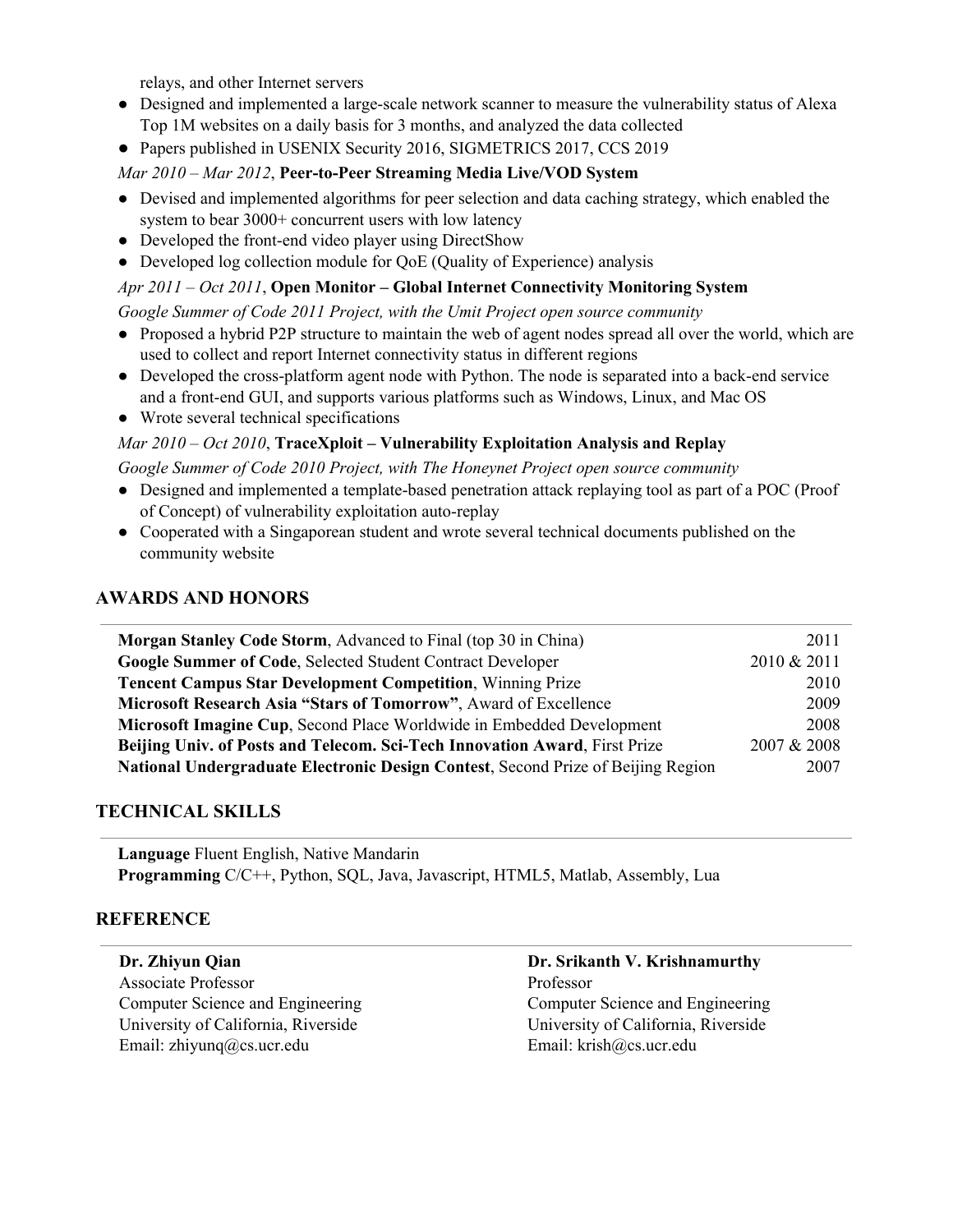relays, and other Internet servers

- Designed and implemented a large-scale network scanner to measure the vulnerability status of Alexa Top 1M websites on a daily basis for 3 months, and analyzed the data collected
- Papers published in USENIX Security 2016, SIGMETRICS 2017, CCS 2019

*Mar 2010 – Mar 2012*, **Peer-to-Peer Streaming Media Live/VOD System**

- Devised and implemented algorithms for peer selection and data caching strategy, which enabled the system to bear 3000+ concurrent users with low latency
- Developed the front-end video player using DirectShow
- Developed log collection module for QoE (Quality of Experience) analysis

*Apr 2011 – Oct 2011*, **Open Monitor – Global Internet Connectivity Monitoring System**

*Google Summer of Code 2011 Project, with the Umit Project open source community*

- Proposed a hybrid P2P structure to maintain the web of agent nodes spread all over the world, which are used to collect and report Internet connectivity status in different regions
- Developed the cross-platform agent node with Python. The node is separated into a back-end service and a front-end GUI, and supports various platforms such as Windows, Linux, and Mac OS
- Wrote several technical specifications

*Mar 2010 – Oct 2010*, **TraceXploit – Vulnerability Exploitation Analysis and Replay**

*Google Summer of Code 2010 Project, with The Honeynet Project open source community*

- Designed and implemented a template-based penetration attack replaying tool as part of a POC (Proof of Concept) of vulnerability exploitation auto-replay
- Cooperated with a Singaporean student and wrote several technical documents published on the community website

## AWARDS AND HONORS

| | |
|---|---|
| **Morgan Stanley Code Storm**, Advanced to Final (top 30 in China) | 2011 |
| **Google Summer of Code**, Selected Student Contract Developer | 2010 & 2011 |
| **Tencent Campus Star Development Competition**, Winning Prize | 2010 |
| **Microsoft Research Asia "Stars of Tomorrow"**, Award of Excellence | 2009 |
| **Microsoft Imagine Cup**, Second Place Worldwide in Embedded Development | 2008 |
| **Beijing Univ. of Posts and Telecom. Sci-Tech Innovation Award**, First Prize | 2007 & 2008 |
| **National Undergraduate Electronic Design Contest**, Second Prize of Beijing Region | 2007 |

## TECHNICAL SKILLS

**Language** Fluent English, Native Mandarin

**Programming** C/C++, Python, SQL, Java, Javascript, HTML5, Matlab, Assembly, Lua

## REFERENCE

**Dr. Zhiyun Qian**
Associate Professor
Computer Science and Engineering
University of California, Riverside
Email: zhiyunq@cs.ucr.edu

**Dr. Srikanth V. Krishnamurthy**
Professor
Computer Science and Engineering
University of California, Riverside
Email: krish@cs.ucr.edu